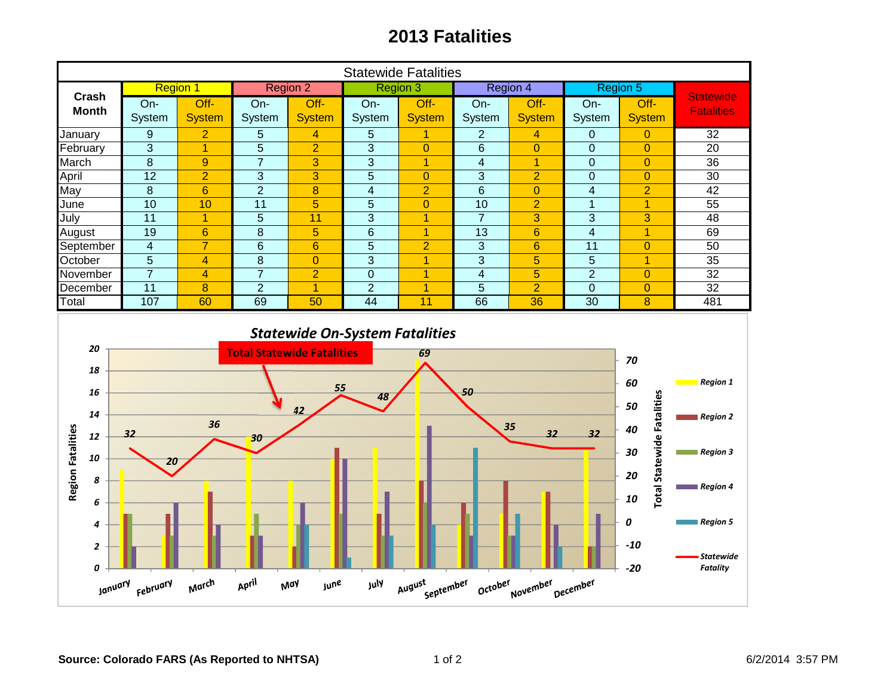# 2013 Fatalities

| Crash Month | Region 1 | | Region 2 | | Region 3 | | Region 4 | | Region 5 | | Statewide Fatalities |
|---|---|---|---|---|---|---|---|---|---|---|---|
| | On-System | Off-System | On-System | Off-System | On-System | Off-System | On-System | Off-System | On-System | Off-System | |
| January | 9 | 2 | 5 | 4 | 5 | 1 | 2 | 4 | 0 | 0 | 32 |
| February | 3 | 1 | 5 | 2 | 3 | 0 | 6 | 0 | 0 | 0 | 20 |
| March | 8 | 9 | 7 | 3 | 3 | 1 | 4 | 1 | 0 | 0 | 36 |
| April | 12 | 2 | 3 | 3 | 5 | 0 | 3 | 2 | 0 | 0 | 30 |
| May | 8 | 6 | 2 | 8 | 4 | 2 | 6 | 0 | 4 | 2 | 42 |
| June | 10 | 10 | 11 | 5 | 5 | 0 | 10 | 2 | 1 | 1 | 55 |
| July | 11 | 1 | 5 | 11 | 3 | 1 | 7 | 3 | 3 | 3 | 48 |
| August | 19 | 6 | 8 | 5 | 6 | 1 | 13 | 6 | 4 | 1 | 69 |
| September | 4 | 7 | 6 | 6 | 5 | 2 | 3 | 6 | 11 | 0 | 50 |
| October | 5 | 4 | 8 | 0 | 3 | 1 | 3 | 5 | 5 | 1 | 35 |
| November | 7 | 4 | 7 | 2 | 0 | 1 | 4 | 5 | 2 | 0 | 32 |
| December | 11 | 8 | 2 | 1 | 2 | 1 | 5 | 2 | 0 | 0 | 32 |
| Total | 107 | 60 | 69 | 50 | 44 | 11 | 66 | 36 | 30 | 8 | 481 |

Statewide On-System Fatalities

Total Statewide Fatalities

Source: Colorado FARS (As Reported to NHTSA)

6/2/2014 3:57 PM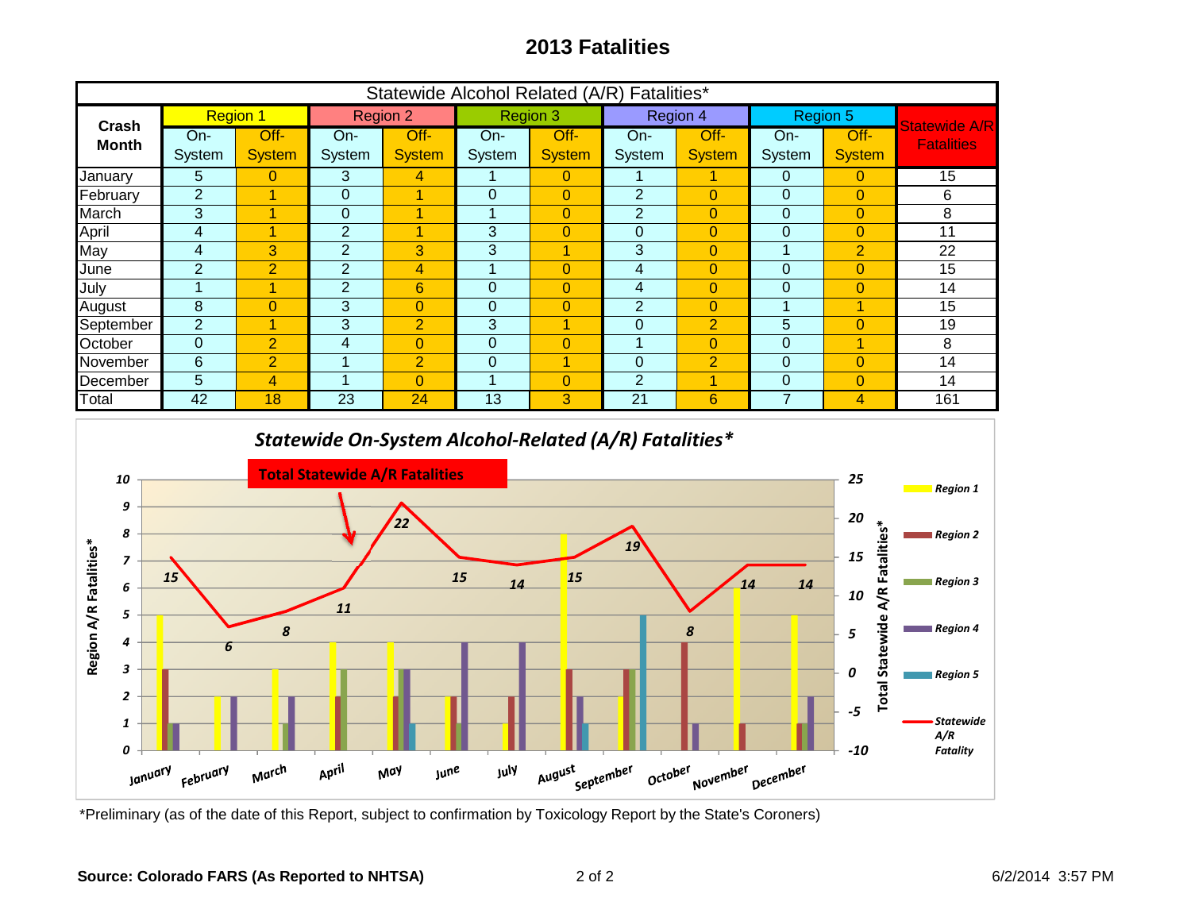# 2013 Fatalities

| Statewide Alcohol Related (A/R) Fatalities* | | | | | | | | | | | |
|---|---|---|---|---|---|---|---|---|---|---|---|
| Crash Month | Region 1 | | Region 2 | | Region 3 | | Region 4 | | Region 5 | | Statewide A/R Fatalities |
| | On-System | Off-System | On-System | Off-System | On-System | Off-System | On-System | Off-System | On-System | Off-System | |
| January | 5 | 0 | 3 | 4 | 1 | 0 | 1 | 1 | 0 | 0 | 15 |
| February | 2 | 1 | 0 | 1 | 0 | 0 | 2 | 0 | 0 | 0 | 6 |
| March | 3 | 1 | 0 | 1 | 1 | 0 | 2 | 0 | 0 | 0 | 8 |
| April | 4 | 1 | 2 | 1 | 3 | 0 | 0 | 0 | 0 | 0 | 11 |
| May | 4 | 3 | 2 | 3 | 3 | 1 | 3 | 0 | 1 | 2 | 22 |
| June | 2 | 2 | 2 | 4 | 1 | 0 | 4 | 0 | 0 | 0 | 15 |
| July | 1 | 1 | 2 | 6 | 0 | 0 | 4 | 0 | 0 | 0 | 14 |
| August | 8 | 0 | 3 | 0 | 0 | 0 | 2 | 0 | 1 | 1 | 15 |
| September | 2 | 1 | 3 | 2 | 3 | 1 | 0 | 2 | 5 | 0 | 19 |
| October | 0 | 2 | 4 | 0 | 0 | 0 | 1 | 0 | 0 | 1 | 8 |
| November | 6 | 2 | 1 | 2 | 0 | 1 | 0 | 2 | 0 | 0 | 14 |
| December | 5 | 4 | 1 | 0 | 1 | 0 | 2 | 1 | 0 | 0 | 14 |
| Total | 42 | 18 | 23 | 24 | 13 | 3 | 21 | 6 | 7 | 4 | 161 |

***Statewide On-System Alcohol-Related (A/R) Fatalities****

**Total Statewide A/R Fatalities**

Region A/R Fatalities*

10
9
8
7
6
5
4
3
2
1
0

Total Statewide A/R Fatalities*

25
20
15
10
5
0
-5
-10

15
6
8
11
22
15
14
15
19
8
14
14

January February March April May June July August September October November December

Region 1
Region 2
Region 3
Region 4
Region 5
Statewide A/R Fatality

*Preliminary (as of the date of this Report, subject to confirmation by Toxicology Report by the State's Coroners)

**Source: Colorado FARS (As Reported to NHTSA)**

6/2/2014 3:57 PM